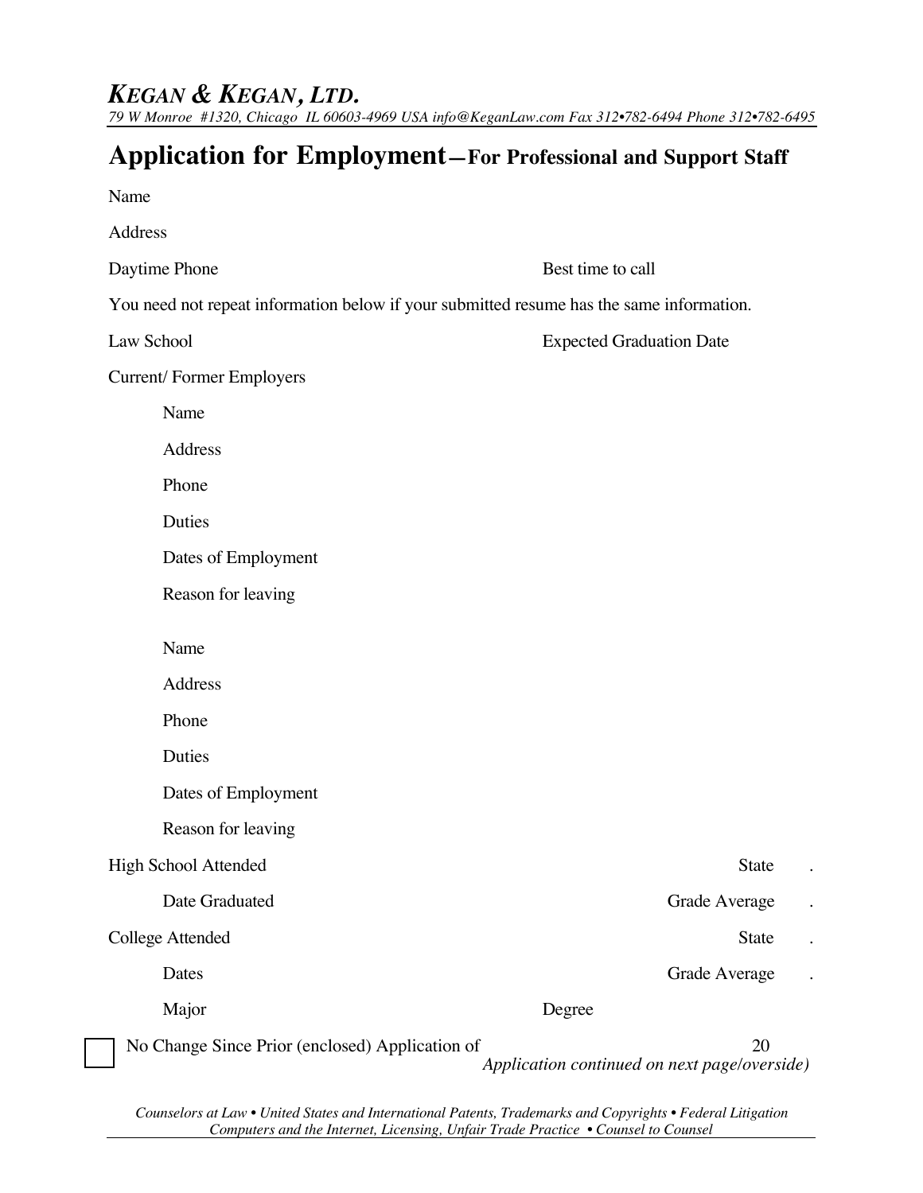# *KEGAN & KEGAN, LTD.*

*79 W Monroe #1320, Chicago IL 60603-4969 USA info@KeganLaw.com Fax 312•782-6494 Phone 312•782-6495*

## Application for Employment—For Professional and Support Staff

Name

Address

Daytime Phone Best time to call

You need not repeat information below if your submitted resume has the same information.

Law School Expected Graduation Date

Current/ Former Employers

- Name
- Address
- Phone
- Duties
- Dates of Employment
- Reason for leaving

- Name
- Address
- Phone
- Duties
- Dates of Employment
- Reason for leaving

High School Attended State .

- Date Graduated Grade Average .

College Attended State .

- Dates Grade Average .
- Major Degree

☐ No Change Since Prior (enclosed) Application of 20

*Application continued on next page/overside)*

*Counselors at Law • United States and International Patents, Trademarks and Copyrights • Federal Litigation Computers and the Internet, Licensing, Unfair Trade Practice • Counsel to Counsel*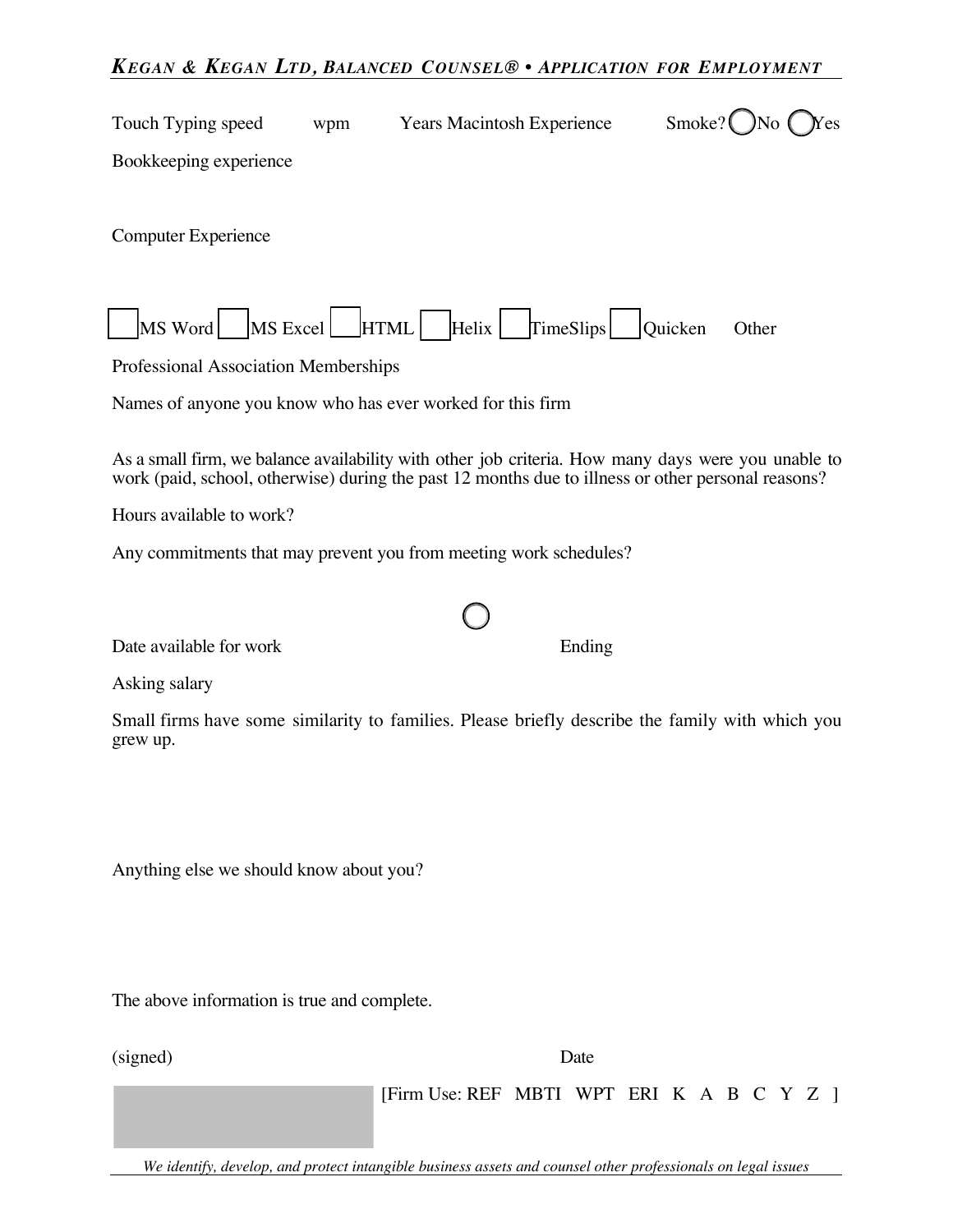Touch Typing speed wpm Years Macintosh Experience Smoke? ◯ No ◯ Yes

Bookkeeping experience

Computer Experience

☐ MS Word ☐ MS Excel ☐ HTML ☐ Helix ☐ TimeSlips ☐ Quicken Other

Professional Association Memberships

Names of anyone you know who has ever worked for this firm

As a small firm, we balance availability with other job criteria. How many days were you unable to work (paid, school, otherwise) during the past 12 months due to illness or other personal reasons?

Hours available to work?

Any commitments that may prevent you from meeting work schedules?

◯

Date available for work Ending

Asking salary

Small firms have some similarity to families. Please briefly describe the family with which you grew up.

Anything else we should know about you?

The above information is true and complete.

(signed) Date

[Firm Use: REF MBTI WPT ERI K A B C Y Z ]

*We identify, develop, and protect intangible business assets and counsel other professionals on legal issues*